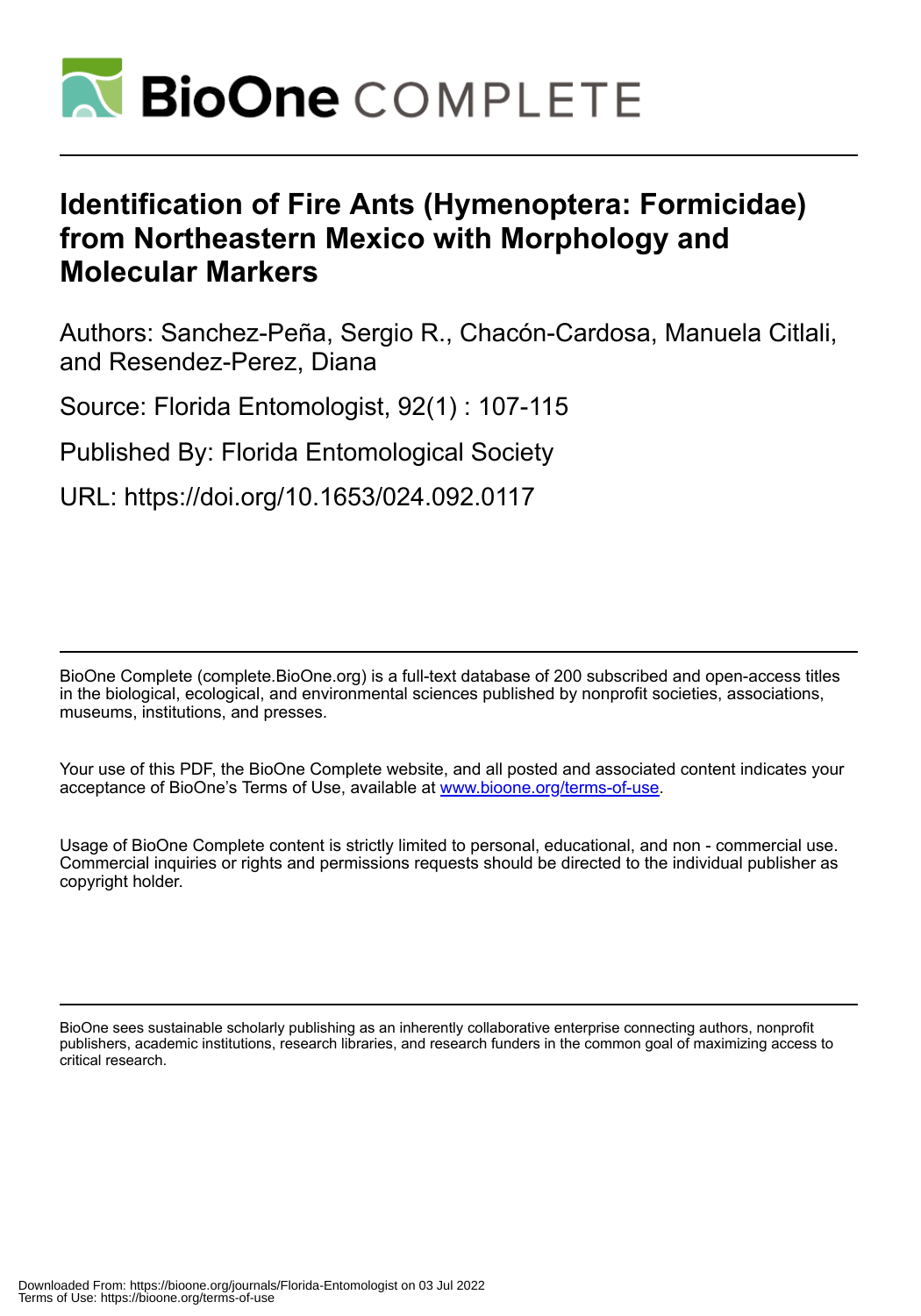# Identification of Fire Ants (Hymenoptera: Formicidae) from Northeastern Mexico with Morphology and Molecular Markers

Authors: Sanchez-Peña, Sergio R., Chacón-Cardosa, Manuela Citlali, and Resendez-Perez, Diana

Source: Florida Entomologist, 92(1) : 107-115

Published By: Florida Entomological Society

URL: https://doi.org/10.1653/024.092.0117

BioOne Complete (complete.BioOne.org) is a full-text database of 200 subscribed and open-access titles in the biological, ecological, and environmental sciences published by nonprofit societies, associations, museums, institutions, and presses.

Your use of this PDF, the BioOne Complete website, and all posted and associated content indicates your acceptance of BioOne's Terms of Use, available at www.bioone.org/terms-of-use.

Usage of BioOne Complete content is strictly limited to personal, educational, and non - commercial use. Commercial inquiries or rights and permissions requests should be directed to the individual publisher as copyright holder.

BioOne sees sustainable scholarly publishing as an inherently collaborative enterprise connecting authors, nonprofit publishers, academic institutions, research libraries, and research funders in the common goal of maximizing access to critical research.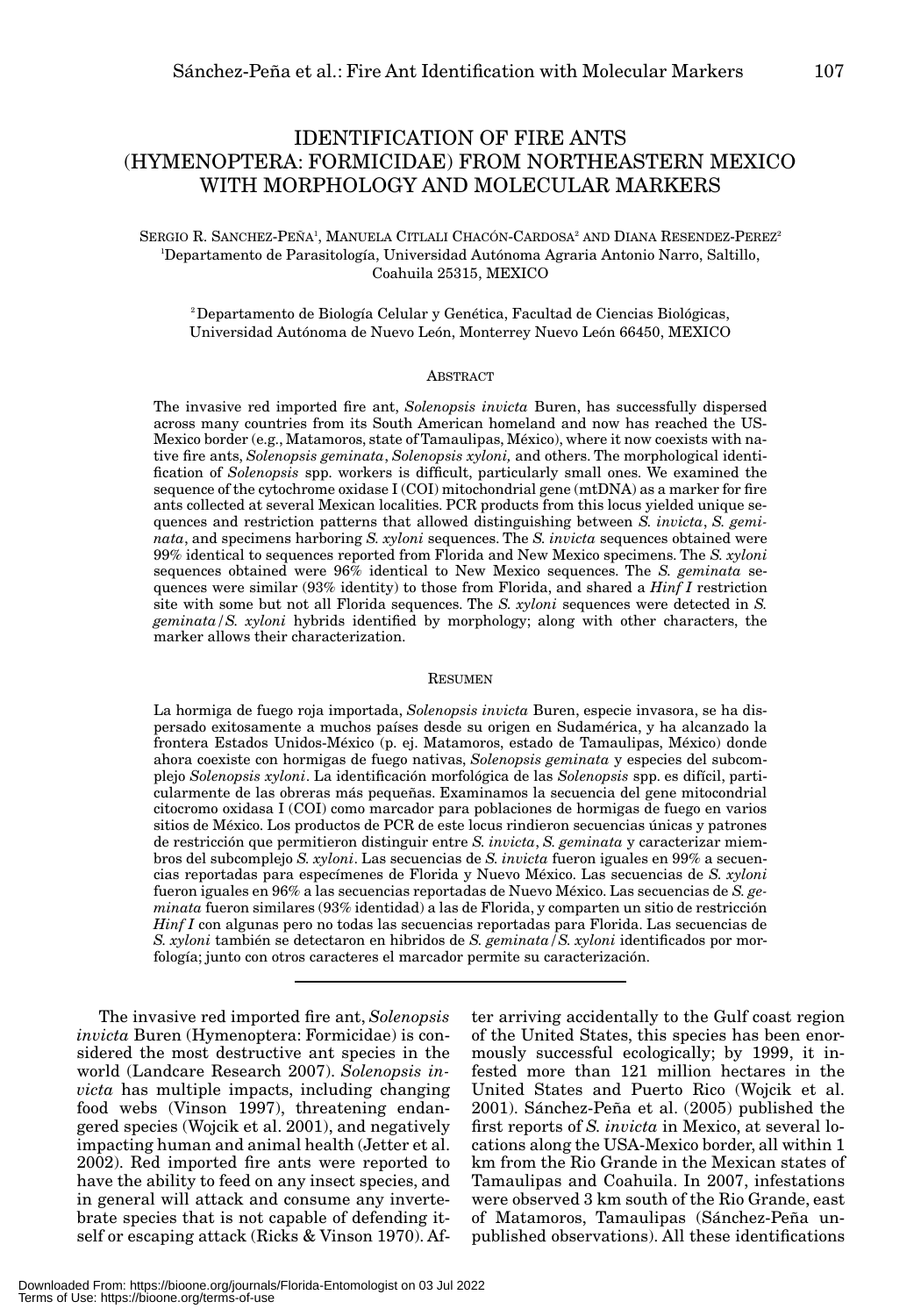# IDENTIFICATION OF FIRE ANTS (HYMENOPTERA: FORMICIDAE) FROM NORTHEASTERN MEXICO WITH MORPHOLOGY AND MOLECULAR MARKERS

SERGIO R. SANCHEZ-PEÑA[1], MANUELA CITLALI CHACÓN-CARDOSA[2] AND DIANA RESENDEZ-PEREZ[2]

[1]Departamento de Parasitología, Universidad Autónoma Agraria Antonio Narro, Saltillo, Coahuila 25315, MEXICO

[2]Departamento de Biología Celular y Genética, Facultad de Ciencias Biológicas, Universidad Autónoma de Nuevo León, Monterrey Nuevo León 66450, MEXICO

## ABSTRACT

The invasive red imported fire ant, *Solenopsis invicta* Buren, has successfully dispersed across many countries from its South American homeland and now has reached the US-Mexico border (e.g., Matamoros, state of Tamaulipas, México), where it now coexists with native fire ants, *Solenopsis geminata*, *Solenopsis xyloni,* and others. The morphological identification of *Solenopsis* spp. workers is difficult, particularly small ones. We examined the sequence of the cytochrome oxidase I (COI) mitochondrial gene (mtDNA) as a marker for fire ants collected at several Mexican localities. PCR products from this locus yielded unique sequences and restriction patterns that allowed distinguishing between *S. invicta*, *S. geminata*, and specimens harboring *S. xyloni* sequences. The *S. invicta* sequences obtained were 99% identical to sequences reported from Florida and New Mexico specimens. The *S. xyloni* sequences obtained were 96% identical to New Mexico sequences. The *S. geminata* sequences were similar (93% identity) to those from Florida, and shared a *Hinf I* restriction site with some but not all Florida sequences. The *S. xyloni* sequences were detected in *S. geminata*/*S. xyloni* hybrids identified by morphology; along with other characters, the marker allows their characterization.

## RESUMEN

La hormiga de fuego roja importada, *Solenopsis invicta* Buren, especie invasora, se ha dispersado exitosamente a muchos países desde su origen en Sudamérica, y ha alcanzado la frontera Estados Unidos-México (p. ej. Matamoros, estado de Tamaulipas, México) donde ahora coexiste con hormigas de fuego nativas, *Solenopsis geminata* y especies del subcomplejo *Solenopsis xyloni*. La identificación morfológica de las *Solenopsis* spp. es difícil, particularmente de las obreras más pequeñas. Examinamos la secuencia del gene mitocondrial citocromo oxidasa I (COI) como marcador para poblaciones de hormigas de fuego en varios sitios de México. Los productos de PCR de este locus rindieron secuencias únicas y patrones de restricción que permitieron distinguir entre *S. invicta*, *S. geminata* y caracterizar miembros del subcomplejo *S. xyloni*. Las secuencias de *S. invicta* fueron iguales en 99% a secuencias reportadas para especímenes de Florida y Nuevo México. Las secuencias de *S. xyloni* fueron iguales en 96% a las secuencias reportadas de Nuevo México. Las secuencias de *S. geminata* fueron similares (93% identidad) a las de Florida, y comparten un sitio de restricción *Hinf I* con algunas pero no todas las secuencias reportadas para Florida. Las secuencias de *S. xyloni* también se detectaron en hibridos de *S. geminata*/*S. xyloni* identificados por morfología; junto con otros caracteres el marcador permite su caracterización.

---

The invasive red imported fire ant, *Solenopsis invicta* Buren (Hymenoptera: Formicidae) is considered the most destructive ant species in the world (Landcare Research 2007). *Solenopsis invicta* has multiple impacts, including changing food webs (Vinson 1997), threatening endangered species (Wojcik et al. 2001), and negatively impacting human and animal health (Jetter et al. 2002). Red imported fire ants were reported to have the ability to feed on any insect species, and in general will attack and consume any invertebrate species that is not capable of defending itself or escaping attack (Ricks & Vinson 1970). After arriving accidentally to the Gulf coast region of the United States, this species has been enormously successful ecologically; by 1999, it infested more than 121 million hectares in the United States and Puerto Rico (Wojcik et al. 2001). Sánchez-Peña et al. (2005) published the first reports of *S. invicta* in Mexico, at several locations along the USA-Mexico border, all within 1 km from the Rio Grande in the Mexican states of Tamaulipas and Coahuila. In 2007, infestations were observed 3 km south of the Rio Grande, east of Matamoros, Tamaulipas (Sánchez-Peña unpublished observations). All these identifications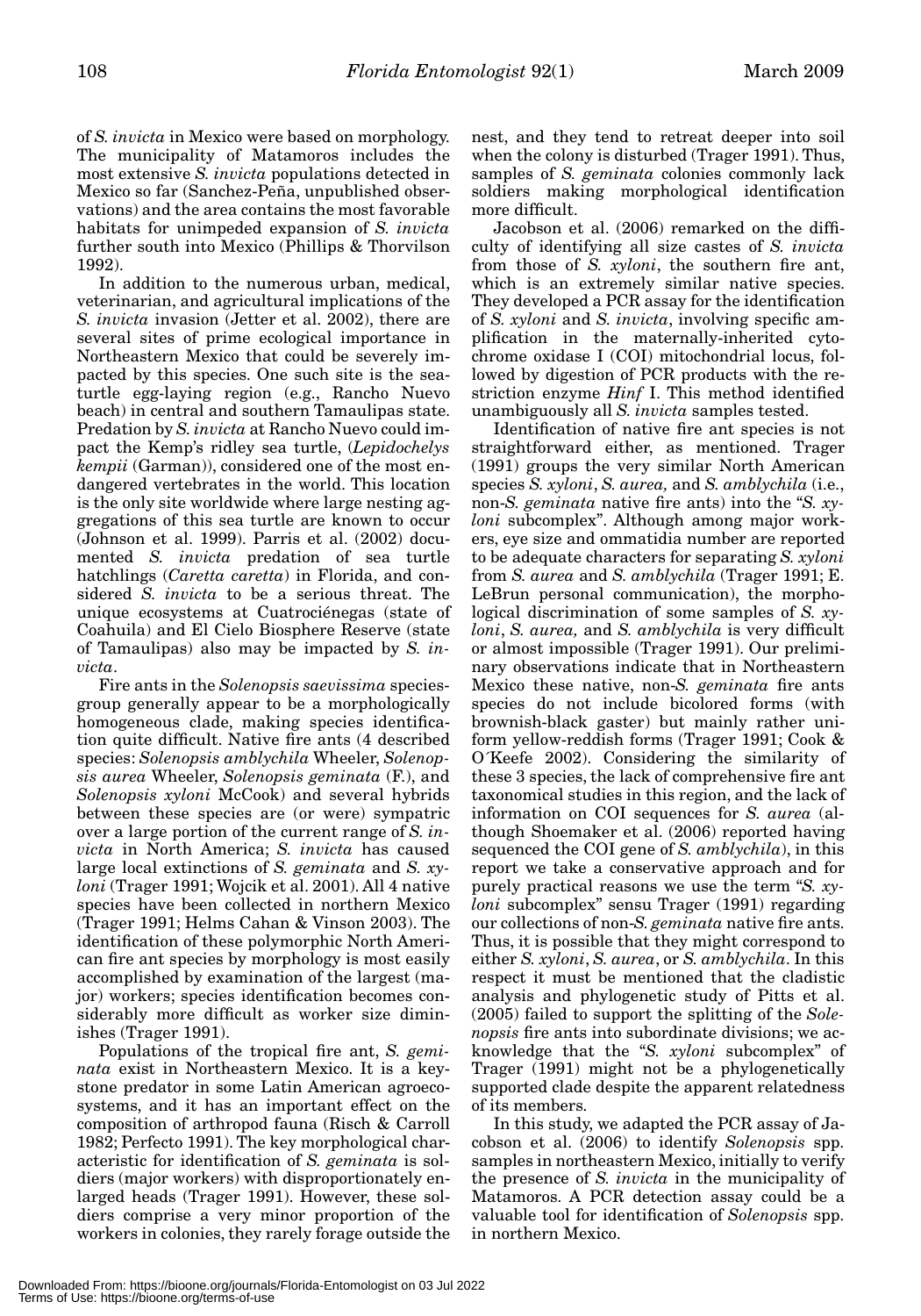of *S. invicta* in Mexico were based on morphology. The municipality of Matamoros includes the most extensive *S. invicta* populations detected in Mexico so far (Sanchez-Peña, unpublished observations) and the area contains the most favorable habitats for unimpeded expansion of *S. invicta* further south into Mexico (Phillips & Thorvilson 1992).

In addition to the numerous urban, medical, veterinarian, and agricultural implications of the *S. invicta* invasion (Jetter et al. 2002), there are several sites of prime ecological importance in Northeastern Mexico that could be severely impacted by this species. One such site is the sea-turtle egg-laying region (e.g., Rancho Nuevo beach) in central and southern Tamaulipas state. Predation by *S. invicta* at Rancho Nuevo could impact the Kemp's ridley sea turtle, (*Lepidochelys kempii* (Garman)), considered one of the most endangered vertebrates in the world. This location is the only site worldwide where large nesting aggregations of this sea turtle are known to occur (Johnson et al. 1999). Parris et al. (2002) documented *S. invicta* predation of sea turtle hatchlings (*Caretta caretta*) in Florida, and considered *S. invicta* to be a serious threat. The unique ecosystems at Cuatrociénegas (state of Coahuila) and El Cielo Biosphere Reserve (state of Tamaulipas) also may be impacted by *S. invicta*.

Fire ants in the *Solenopsis saevissima* species-group generally appear to be a morphologically homogeneous clade, making species identification quite difficult. Native fire ants (4 described species: *Solenopsis amblychila* Wheeler, *Solenopsis aurea* Wheeler, *Solenopsis geminata* (F.), and *Solenopsis xyloni* McCook) and several hybrids between these species are (or were) sympatric over a large portion of the current range of *S. invicta* in North America; *S. invicta* has caused large local extinctions of *S. geminata* and *S. xyloni* (Trager 1991; Wojcik et al. 2001). All 4 native species have been collected in northern Mexico (Trager 1991; Helms Cahan & Vinson 2003). The identification of these polymorphic North American fire ant species by morphology is most easily accomplished by examination of the largest (major) workers; species identification becomes considerably more difficult as worker size diminishes (Trager 1991).

Populations of the tropical fire ant, *S. geminata* exist in Northeastern Mexico. It is a keystone predator in some Latin American agroecosystems, and it has an important effect on the composition of arthropod fauna (Risch & Carroll 1982; Perfecto 1991). The key morphological characteristic for identification of *S. geminata* is soldiers (major workers) with disproportionately enlarged heads (Trager 1991). However, these soldiers comprise a very minor proportion of the workers in colonies, they rarely forage outside the nest, and they tend to retreat deeper into soil when the colony is disturbed (Trager 1991). Thus, samples of *S. geminata* colonies commonly lack soldiers making morphological identification more difficult.

Jacobson et al. (2006) remarked on the difficulty of identifying all size castes of *S. invicta* from those of *S. xyloni*, the southern fire ant, which is an extremely similar native species. They developed a PCR assay for the identification of *S. xyloni* and *S. invicta*, involving specific amplification in the maternally-inherited cytochrome oxidase I (COI) mitochondrial locus, followed by digestion of PCR products with the restriction enzyme *Hinf* I. This method identified unambiguously all *S. invicta* samples tested.

Identification of native fire ant species is not straightforward either, as mentioned. Trager (1991) groups the very similar North American species *S. xyloni*, *S. aurea*, and *S. amblychila* (i.e., non-*S. geminata* native fire ants) into the "*S. xyloni* subcomplex". Although among major workers, eye size and ommatidia number are reported to be adequate characters for separating *S. xyloni* from *S. aurea* and *S. amblychila* (Trager 1991; E. LeBrun personal communication), the morphological discrimination of some samples of *S. xyloni*, *S. aurea*, and *S. amblychila* is very difficult or almost impossible (Trager 1991). Our preliminary observations indicate that in Northeastern Mexico these native, non-*S. geminata* fire ants species do not include bicolored forms (with brownish-black gaster) but mainly rather uniform yellow-reddish forms (Trager 1991; Cook & O´Keefe 2002). Considering the similarity of these 3 species, the lack of comprehensive fire ant taxonomical studies in this region, and the lack of information on COI sequences for *S. aurea* (although Shoemaker et al. (2006) reported having sequenced the COI gene of *S. amblychila*), in this report we take a conservative approach and for purely practical reasons we use the term "*S. xyloni* subcomplex" sensu Trager (1991) regarding our collections of non-*S. geminata* native fire ants. Thus, it is possible that they might correspond to either *S. xyloni*, *S. aurea*, or *S. amblychila*. In this respect it must be mentioned that the cladistic analysis and phylogenetic study of Pitts et al. (2005) failed to support the splitting of the *Solenopsis* fire ants into subordinate divisions; we acknowledge that the "*S. xyloni* subcomplex" of Trager (1991) might not be a phylogenetically supported clade despite the apparent relatedness of its members.

In this study, we adapted the PCR assay of Jacobson et al. (2006) to identify *Solenopsis* spp. samples in northeastern Mexico, initially to verify the presence of *S. invicta* in the municipality of Matamoros. A PCR detection assay could be a valuable tool for identification of *Solenopsis* spp. in northern Mexico.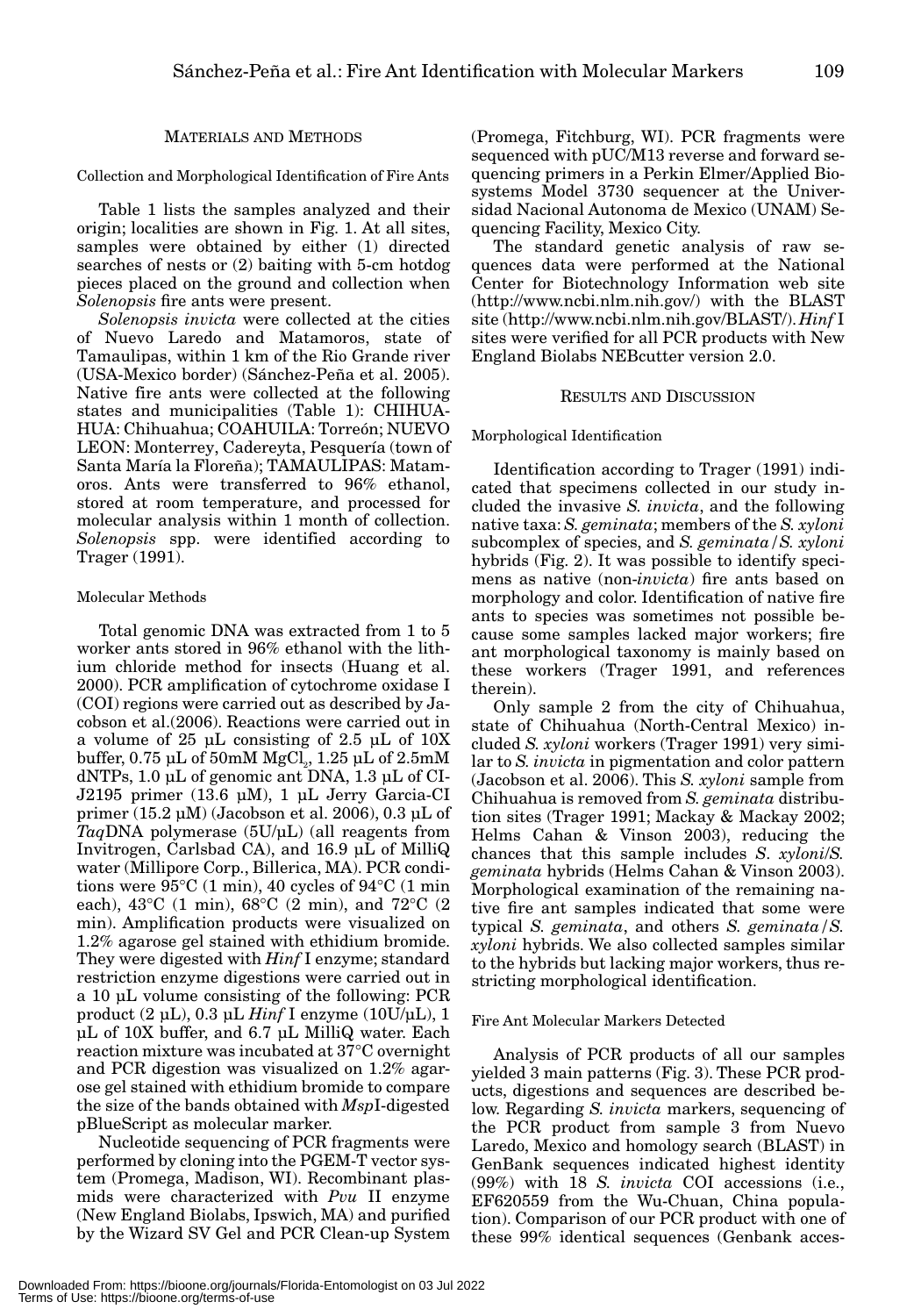## MATERIALS AND METHODS

### Collection and Morphological Identification of Fire Ants

Table 1 lists the samples analyzed and their origin; localities are shown in Fig. 1. At all sites, samples were obtained by either (1) directed searches of nests or (2) baiting with 5-cm hotdog pieces placed on the ground and collection when *Solenopsis* fire ants were present.

*Solenopsis invicta* were collected at the cities of Nuevo Laredo and Matamoros, state of Tamaulipas, within 1 km of the Rio Grande river (USA-Mexico border) (Sánchez-Peña et al. 2005). Native fire ants were collected at the following states and municipalities (Table 1): CHIHUAHUA: Chihuahua; COAHUILA: Torreón; NUEVO LEON: Monterrey, Cadereyta, Pesquería (town of Santa María la Floreña); TAMAULIPAS: Matamoros. Ants were transferred to 96% ethanol, stored at room temperature, and processed for molecular analysis within 1 month of collection. *Solenopsis* spp. were identified according to Trager (1991).

### Molecular Methods

Total genomic DNA was extracted from 1 to 5 worker ants stored in 96% ethanol with the lithium chloride method for insects (Huang et al. 2000). PCR amplification of cytochrome oxidase I (COI) regions were carried out as described by Jacobson et al.(2006). Reactions were carried out in a volume of 25 µL consisting of 2.5 µL of 10X buffer, 0.75 µL of 50mM $MgCl_2$, 1.25 µL of 2.5mM dNTPs, 1.0 µL of genomic ant DNA, 1.3 µL of CI-J2195 primer (13.6 µM), 1 µL Jerry Garcia-CI primer (15.2 µM) (Jacobson et al. 2006), 0.3 µL of *Taq*DNA polymerase (5U/µL) (all reagents from Invitrogen, Carlsbad CA), and 16.9 µL of MilliQ water (Millipore Corp., Billerica, MA). PCR conditions were 95°C (1 min), 40 cycles of 94°C (1 min each), 43°C (1 min), 68°C (2 min), and 72°C (2 min). Amplification products were visualized on 1.2% agarose gel stained with ethidium bromide. They were digested with *Hinf* I enzyme; standard restriction enzyme digestions were carried out in a 10 µL volume consisting of the following: PCR product (2 µL), 0.3 µL *Hinf* I enzyme (10U/µL), 1 µL of 10X buffer, and 6.7 µL MilliQ water. Each reaction mixture was incubated at 37°C overnight and PCR digestion was visualized on 1.2% agarose gel stained with ethidium bromide to compare the size of the bands obtained with *Msp*I-digested pBlueScript as molecular marker.

Nucleotide sequencing of PCR fragments were performed by cloning into the PGEM-T vector system (Promega, Madison, WI). Recombinant plasmids were characterized with *Pvu* II enzyme (New England Biolabs, Ipswich, MA) and purified by the Wizard SV Gel and PCR Clean-up System (Promega, Fitchburg, WI). PCR fragments were sequenced with pUC/M13 reverse and forward sequencing primers in a Perkin Elmer/Applied Biosystems Model 3730 sequencer at the Universidad Nacional Autonoma de Mexico (UNAM) Sequencing Facility, Mexico City.

The standard genetic analysis of raw sequences data were performed at the National Center for Biotechnology Information web site (http://www.ncbi.nlm.nih.gov/) with the BLAST site (http://www.ncbi.nlm.nih.gov/BLAST/). *Hinf* I sites were verified for all PCR products with New England Biolabs NEBcutter version 2.0.

## RESULTS AND DISCUSSION

### Morphological Identification

Identification according to Trager (1991) indicated that specimens collected in our study included the invasive *S. invicta*, and the following native taxa: *S. geminata*; members of the *S. xyloni* subcomplex of species, and *S. geminata* / *S. xyloni* hybrids (Fig. 2). It was possible to identify specimens as native (non-*invicta*) fire ants based on morphology and color. Identification of native fire ants to species was sometimes not possible because some samples lacked major workers; fire ant morphological taxonomy is mainly based on these workers (Trager 1991, and references therein).

Only sample 2 from the city of Chihuahua, state of Chihuahua (North-Central Mexico) included *S. xyloni* workers (Trager 1991) very similar to *S. invicta* in pigmentation and color pattern (Jacobson et al. 2006). This *S. xyloni* sample from Chihuahua is removed from *S. geminata* distribution sites (Trager 1991; Mackay & Mackay 2002; Helms Cahan & Vinson 2003), reducing the chances that this sample includes *S. xyloni*/*S. geminata* hybrids (Helms Cahan & Vinson 2003). Morphological examination of the remaining native fire ant samples indicated that some were typical *S. geminata*, and others *S. geminata* / *S. xyloni* hybrids. We also collected samples similar to the hybrids but lacking major workers, thus restricting morphological identification.

### Fire Ant Molecular Markers Detected

Analysis of PCR products of all our samples yielded 3 main patterns (Fig. 3). These PCR products, digestions and sequences are described below. Regarding *S. invicta* markers, sequencing of the PCR product from sample 3 from Nuevo Laredo, Mexico and homology search (BLAST) in GenBank sequences indicated highest identity (99%) with 18 *S. invicta* COI accessions (i.e., EF620559 from the Wu-Chuan, China population). Comparison of our PCR product with one of these 99% identical sequences (Genbank acces-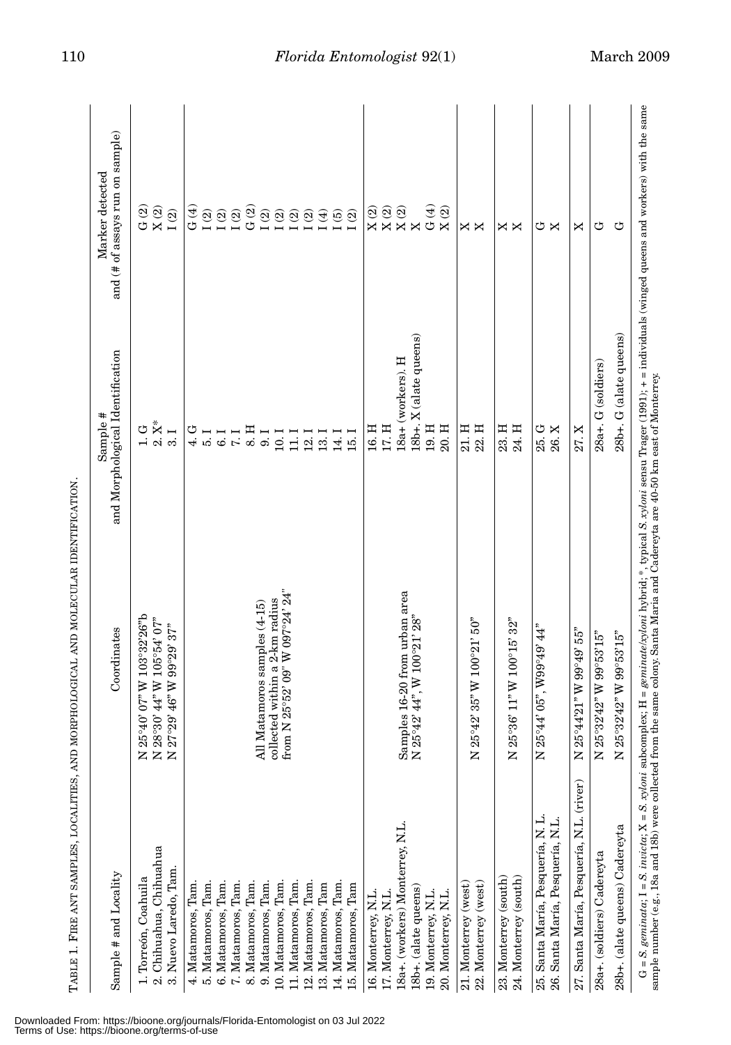TABLE 1. FIRE ANT SAMPLES, LOCALITIES, AND MORPHOLOGICAL AND MOLECULAR IDENTIFICATION.

| Sample # and Locality | Coordinates | Sample # and Morphological Identification | Marker detected and (# of assays run on sample) |
|---|---|---|---|
| 1. Torreón, Coahuila | N 25°40' 07" W 103°32'26"b | 1. G | G (2) |
| 2. Chihuahua, Chihuahua | N 28°30' 44" W 105°54' 07" | 2. X* | X (2) |
| 3. Nuevo Laredo, Tam. | N 27°29' 46" W 99°29' 37" | 3. I | I (2) |
| 4. Matamoros, Tam. | All Matamoros samples (4-15) collected within a 2-km radius from N 25°52' 09" W 097°24' 24" | 4. G | G (4) |
| 5. Matamoros, Tam. | | 5. I | I (2) |
| 6. Matamoros, Tam. | | 6. I | I (2) |
| 7. Matamoros, Tam. | | 7. I | I (2) |
| 8. Matamoros, Tam. | | 8. H | G (2) |
| 9. Matamoros, Tam. | | 9. I | I (2) |
| 10. Matamoros, Tam. | | 10. I | I (2) |
| 11. Matamoros, Tam. | | 11. I | I (2) |
| 12. Matamoros, Tam. | | 12. I | I (2) |
| 13. Matamoros, Tam | | 13. I | I (4) |
| 14. Matamoros, Tam. | | 14. I | I (5) |
| 15. Matamoros, Tam | | 15. I | I (2) |
| 16. Monterrey, N.L. | Samples 16-20 from urban area N 25°42' 44", W 100°21' 28" | 16. H | X (2) |
| 17. Monterrey, N.L. | | 17. H | X (2) |
| 18a+. (workers) Monterrey, N.L. | | 18a+ (workers). H | X (2) |
| 18b+. (alate queens) | | 18b+. X (alate queens) | X |
| 19. Monterrey, N.L. | | 19. H | G (4) |
| 20. Monterrey, N.L. | | 20. H | X (2) |
| 21. Monterrey (west) | N 25°42' 35" W 100°21' 50" | 21. H | X |
| 22. Monterrey (west) | | 22. H | X |
| 23. Monterrey (south) | N 25°36' 11" W 100°15' 32" | 23. H | X |
| 24. Monterrey (south) | | 24. H | X |
| 25. Santa María, Pesquería, N. L. | N 25°44' 05", W99°49' 44" | 25. G | G |
| 26. Santa María, Pesquería, N.L. | | 26. X | X |
| 27. Santa María, Pesquería, N.L. (river) | N 25°44'21" W 99°49' 55" | 27. X | X |
| 28a+. (soldiers) Cadereyta | N 25°32'42" W 99°53'15" | 28a+. G (soldiers) | G |
| 28b+. (alate queens) Cadereyta | N 25°32'42" W 99°53'15" | 28b+. G (alate queens) | G |

G = *S. geminata*; I = *S. invicta*; X = *S. xyloni* subcomplex; H = *geminata*/*xyloni* hybrid; * typical *S. xyloni* sensu Trager (1991); + = individuals (winged queens and workers) with the same sample number (e.g., 18a and 18b) were collected from the same colony. Santa María and Cadereyta are 40-50 km east of Monterrey.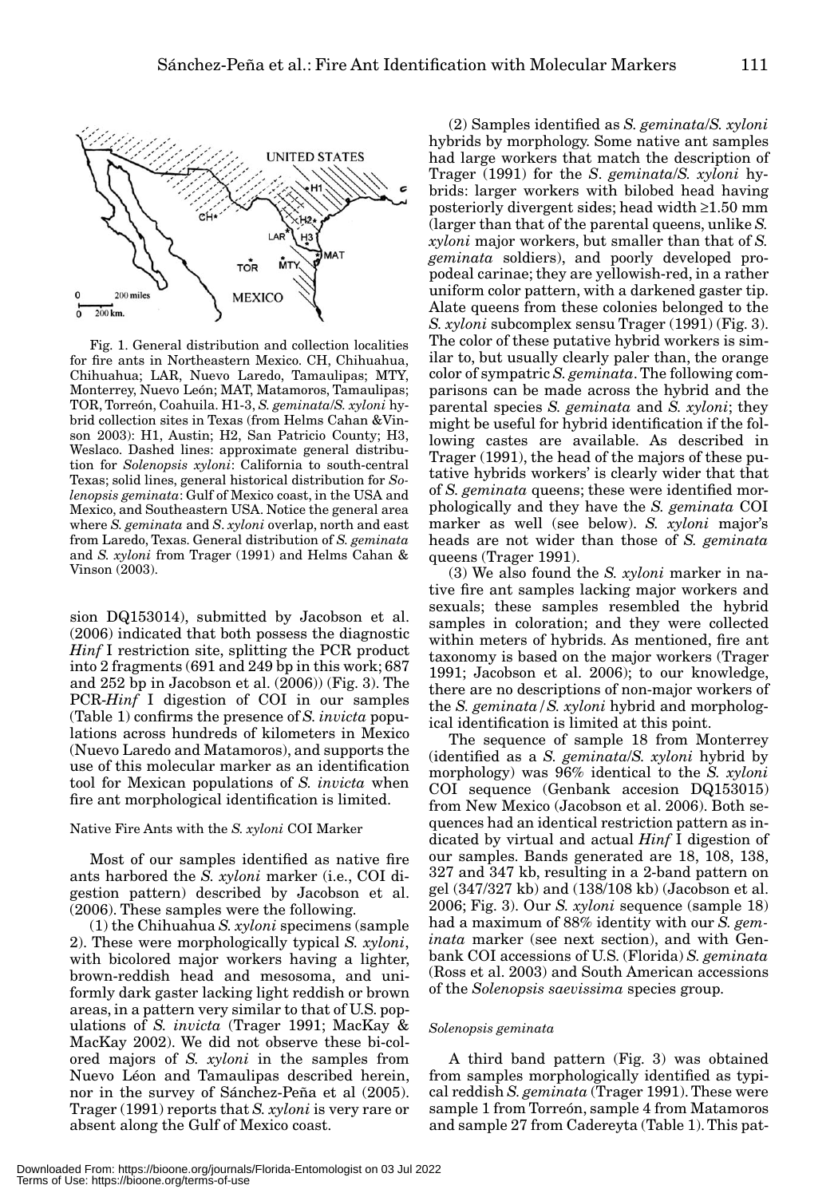Fig. 1. General distribution and collection localities for fire ants in Northeastern Mexico. CH, Chihuahua, Chihuahua; LAR, Nuevo Laredo, Tamaulipas; MTY, Monterrey, Nuevo León; MAT, Matamoros, Tamaulipas; TOR, Torreón, Coahuila. H1-3, *S. geminata*/*S. xyloni* hybrid collection sites in Texas (from Helms Cahan &Vinson 2003): H1, Austin; H2, San Patricio County; H3, Weslaco. Dashed lines: approximate general distribution for *Solenopsis xyloni*: California to south-central Texas; solid lines, general historical distribution for *Solenopsis geminata*: Gulf of Mexico coast, in the USA and Mexico, and Southeastern USA. Notice the general area where *S. geminata* and *S. xyloni* overlap, north and east from Laredo, Texas. General distribution of *S. geminata* and *S. xyloni* from Trager (1991) and Helms Cahan & Vinson (2003).

sion DQ153014), submitted by Jacobson et al. (2006) indicated that both possess the diagnostic *Hinf* I restriction site, splitting the PCR product into 2 fragments (691 and 249 bp in this work; 687 and 252 bp in Jacobson et al. (2006)) (Fig. 3). The PCR-*Hinf* I digestion of COI in our samples (Table 1) confirms the presence of *S. invicta* populations across hundreds of kilometers in Mexico (Nuevo Laredo and Matamoros), and supports the use of this molecular marker as an identification tool for Mexican populations of *S. invicta* when fire ant morphological identification is limited.

Native Fire Ants with the *S. xyloni* COI Marker

Most of our samples identified as native fire ants harbored the *S. xyloni* marker (i.e., COI digestion pattern) described by Jacobson et al. (2006). These samples were the following.

(1) the Chihuahua *S. xyloni* specimens (sample 2). These were morphologically typical *S. xyloni*, with bicolored major workers having a lighter, brown-reddish head and mesosoma, and uniformly dark gaster lacking light reddish or brown areas, in a pattern very similar to that of U.S. populations of *S. invicta* (Trager 1991; MacKay & MacKay 2002). We did not observe these bi-colored majors of *S. xyloni* in the samples from Nuevo Léon and Tamaulipas described herein, nor in the survey of Sánchez-Peña et al (2005). Trager (1991) reports that *S. xyloni* is very rare or absent along the Gulf of Mexico coast.

(2) Samples identified as *S. geminata*/*S. xyloni* hybrids by morphology. Some native ant samples had large workers that match the description of Trager (1991) for the *S. geminata*/*S. xyloni* hybrids: larger workers with bilobed head having posteriorly divergent sides; head width ≥1.50 mm (larger than that of the parental queens, unlike *S. xyloni* major workers, but smaller than that of *S. geminata* soldiers), and poorly developed propodeal carinae; they are yellowish-red, in a rather uniform color pattern, with a darkened gaster tip. Alate queens from these colonies belonged to the *S. xyloni* subcomplex sensu Trager (1991) (Fig. 3). The color of these putative hybrid workers is similar to, but usually clearly paler than, the orange color of sympatric *S. geminata*. The following comparisons can be made across the hybrid and the parental species *S. geminata* and *S. xyloni*; they might be useful for hybrid identification if the following castes are available. As described in Trager (1991), the head of the majors of these putative hybrids workers' is clearly wider that that of *S. geminata* queens; these were identified morphologically and they have the *S. geminata* COI marker as well (see below). *S. xyloni* major's heads are not wider than those of *S. geminata* queens (Trager 1991).

(3) We also found the *S. xyloni* marker in native fire ant samples lacking major workers and sexuals; these samples resembled the hybrid samples in coloration; and they were collected within meters of hybrids. As mentioned, fire ant taxonomy is based on the major workers (Trager 1991; Jacobson et al. 2006); to our knowledge, there are no descriptions of non-major workers of the *S. geminata* / *S. xyloni* hybrid and morphological identification is limited at this point.

The sequence of sample 18 from Monterrey (identified as a *S. geminata*/*S. xyloni* hybrid by morphology) was 96% identical to the *S. xyloni* COI sequence (Genbank accesion DQ153015) from New Mexico (Jacobson et al. 2006). Both sequences had an identical restriction pattern as indicated by virtual and actual *Hinf* I digestion of our samples. Bands generated are 18, 108, 138, 327 and 347 kb, resulting in a 2-band pattern on gel (347/327 kb) and (138/108 kb) (Jacobson et al. 2006; Fig. 3). Our *S. xyloni* sequence (sample 18) had a maximum of 88% identity with our *S. geminata* marker (see next section), and with Genbank COI accessions of U.S. (Florida) *S. geminata* (Ross et al. 2003) and South American accessions of the *Solenopsis saevissima* species group.

### *Solenopsis geminata*

A third band pattern (Fig. 3) was obtained from samples morphologically identified as typical reddish *S. geminata* (Trager 1991). These were sample 1 from Torreón, sample 4 from Matamoros and sample 27 from Cadereyta (Table 1). This pat-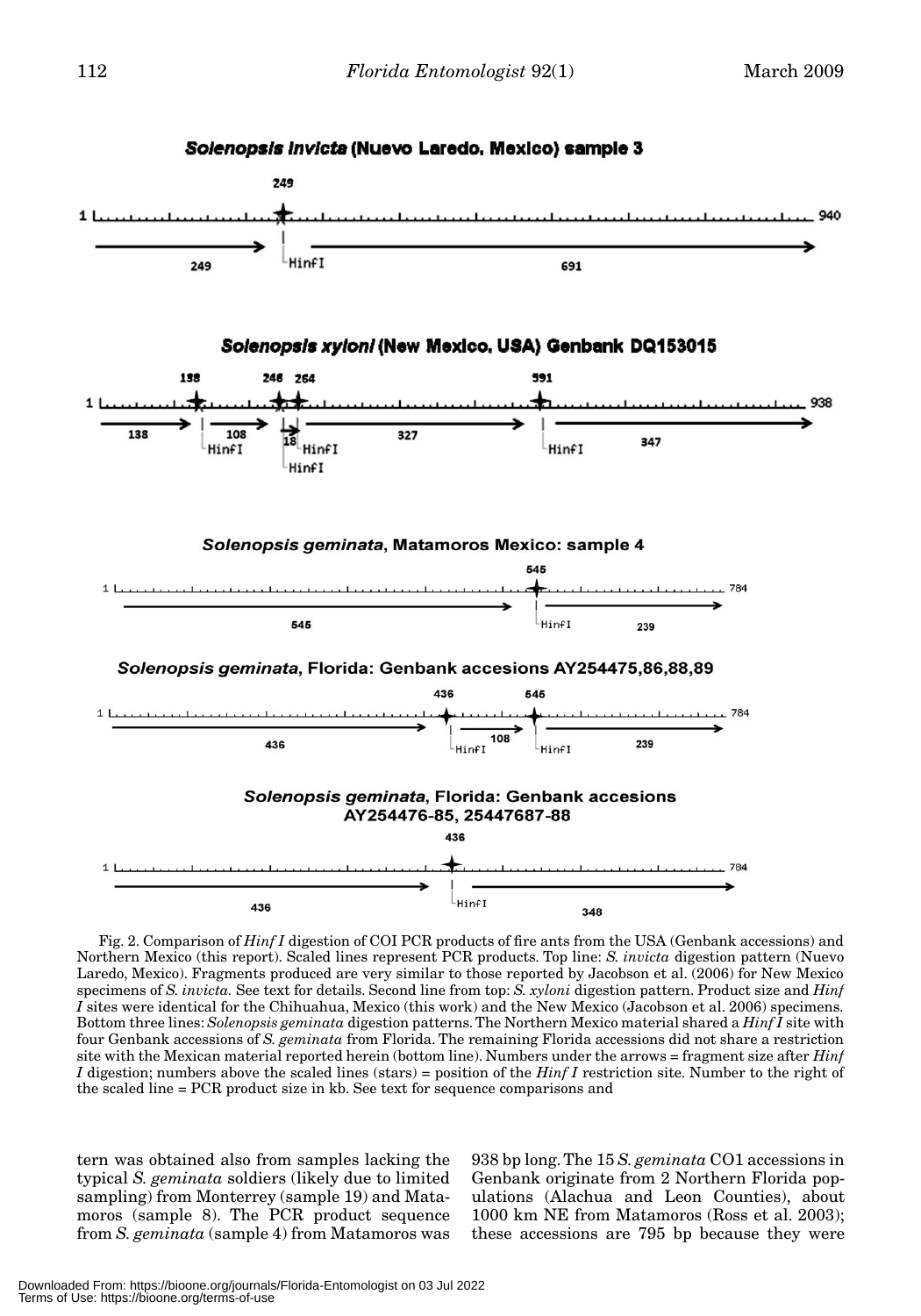Fig. 2. Comparison of *Hinf I* digestion of COI PCR products of fire ants from the USA (Genbank accessions) and Northern Mexico (this report). Scaled lines represent PCR products. Top line: *S. invicta* digestion pattern (Nuevo Laredo, Mexico). Fragments produced are very similar to those reported by Jacobson et al. (2006) for New Mexico specimens of *S. invicta*. See text for details. Second line from top: *S. xyloni* digestion pattern. Product size and *Hinf I* sites were identical for the Chihuahua, Mexico (this work) and the New Mexico (Jacobson et al. 2006) specimens. Bottom three lines: *Solenopsis geminata* digestion patterns. The Northern Mexico material shared a *Hinf I* site with four Genbank accessions of *S. geminata* from Florida. The remaining Florida accessions did not share a restriction site with the Mexican material reported herein (bottom line). Numbers under the arrows = fragment size after *Hinf I* digestion; numbers above the scaled lines (stars) = position of the *Hinf I* restriction site. Number to the right of the scaled line = PCR product size in kb. See text for sequence comparisons and

tern was obtained also from samples lacking the typical *S. geminata* soldiers (likely due to limited sampling) from Monterrey (sample 19) and Matamoros (sample 8). The PCR product sequence from *S. geminata* (sample 4) from Matamoros was 938 bp long. The 15 *S. geminata* CO1 accessions in Genbank originate from 2 Northern Florida populations (Alachua and Leon Counties), about 1000 km NE from Matamoros (Ross et al. 2003); these accessions are 795 bp because they were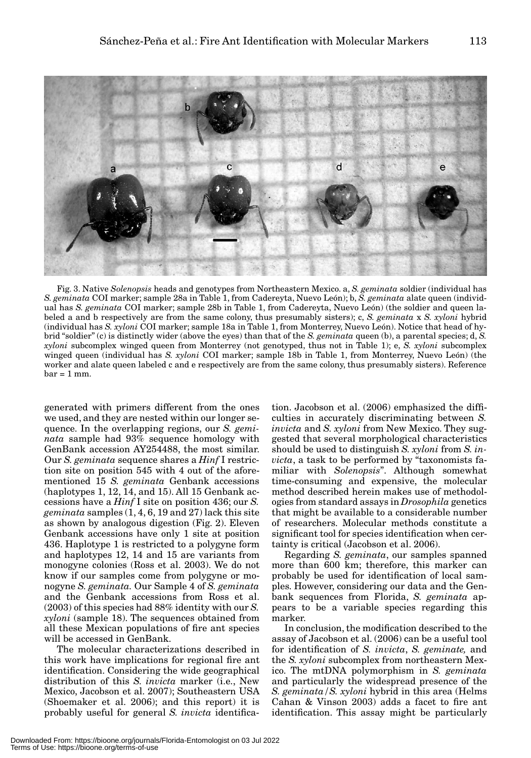Fig. 3. Native *Solenopsis* heads and genotypes from Northeastern Mexico. a, *S. geminata* soldier (individual has *S. geminata* COI marker; sample 28a in Table 1, from Cadereyta, Nuevo León); b, *S. geminata* alate queen (individual has *S. geminata* COI marker; sample 28b in Table 1, from Cadereyta, Nuevo León) (the soldier and queen labeled a and b respectively are from the same colony, thus presumably sisters); c, *S. geminata* x *S. xyloni* hybrid (individual has *S. xyloni* COI marker; sample 18a in Table 1, from Monterrey, Nuevo León). Notice that head of hybrid "soldier" (c) is distinctly wider (above the eyes) than that of the *S. geminata* queen (b), a parental species; d, *S. xyloni* subcomplex winged queen from Monterrey (not genotyped, thus not in Table 1); e, *S. xyloni* subcomplex winged queen (individual has *S. xyloni* COI marker; sample 18b in Table 1, from Monterrey, Nuevo León) (the worker and alate queen labeled c and e respectively are from the same colony, thus presumably sisters). Reference bar = 1 mm.

generated with primers different from the ones we used, and they are nested within our longer sequence. In the overlapping regions, our *S. geminata* sample had 93% sequence homology with GenBank accession AY254488, the most similar. Our *S. geminata* sequence shares a *Hinf* I restriction site on position 545 with 4 out of the aforementioned 15 *S. geminata* Genbank accessions (haplotypes 1, 12, 14, and 15). All 15 Genbank accessions have a *Hinf* I site on position 436; our *S. geminata* samples (1, 4, 6, 19 and 27) lack this site as shown by analogous digestion (Fig. 2). Eleven Genbank accessions have only 1 site at position 436. Haplotype 1 is restricted to a polygyne form and haplotypes 12, 14 and 15 are variants from monogyne colonies (Ross et al. 2003). We do not know if our samples come from polygyne or monogyne *S. geminata*. Our Sample 4 of *S. geminata* and the Genbank accessions from Ross et al. (2003) of this species had 88% identity with our *S. xyloni* (sample 18). The sequences obtained from all these Mexican populations of fire ant species will be accessed in GenBank.

The molecular characterizations described in this work have implications for regional fire ant identification. Considering the wide geographical distribution of this *S. invicta* marker (i.e., New Mexico, Jacobson et al. 2007); Southeastern USA (Shoemaker et al. 2006); and this report) it is probably useful for general *S. invicta* identification. Jacobson et al. (2006) emphasized the difficulties in accurately discriminating between *S. invicta* and *S. xyloni* from New Mexico. They suggested that several morphological characteristics should be used to distinguish *S. xyloni* from *S. invicta*, a task to be performed by "taxonomists familiar with *Solenopsis*". Although somewhat time-consuming and expensive, the molecular method described herein makes use of methodologies from standard assays in *Drosophila* genetics that might be available to a considerable number of researchers. Molecular methods constitute a significant tool for species identification when certainty is critical (Jacobson et al. 2006).

Regarding *S. geminata*, our samples spanned more than 600 km; therefore, this marker can probably be used for identification of local samples. However, considering our data and the Genbank sequences from Florida, *S. geminata* appears to be a variable species regarding this marker.

In conclusion, the modification described to the assay of Jacobson et al. (2006) can be a useful tool for identification of *S. invicta*, *S. geminate,* and the *S. xyloni* subcomplex from northeastern Mexico. The mtDNA polymorphism in *S. geminata* and particularly the widespread presence of the *S. geminata*/*S. xyloni* hybrid in this area (Helms Cahan & Vinson 2003) adds a facet to fire ant identification. This assay might be particularly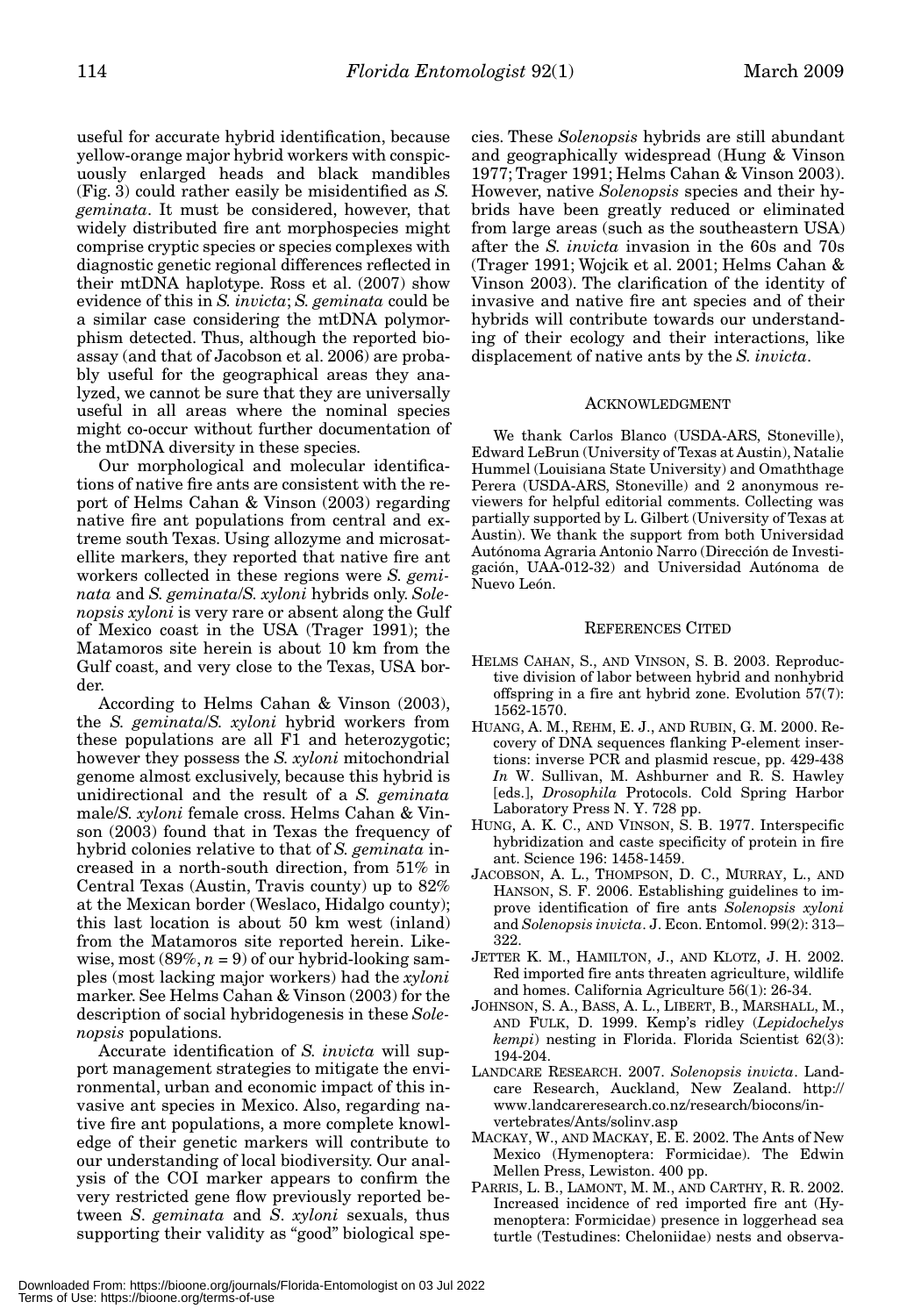useful for accurate hybrid identification, because yellow-orange major hybrid workers with conspicuously enlarged heads and black mandibles (Fig. 3) could rather easily be misidentified as *S. geminata*. It must be considered, however, that widely distributed fire ant morphospecies might comprise cryptic species or species complexes with diagnostic genetic regional differences reflected in their mtDNA haplotype. Ross et al. (2007) show evidence of this in *S. invicta*; *S. geminata* could be a similar case considering the mtDNA polymorphism detected. Thus, although the reported bioassay (and that of Jacobson et al. 2006) are probably useful for the geographical areas they analyzed, we cannot be sure that they are universally useful in all areas where the nominal species might co-occur without further documentation of the mtDNA diversity in these species.

Our morphological and molecular identifications of native fire ants are consistent with the report of Helms Cahan & Vinson (2003) regarding native fire ant populations from central and extreme south Texas. Using allozyme and microsatellite markers, they reported that native fire ant workers collected in these regions were *S. geminata* and *S. geminata*/*S. xyloni* hybrids only. *Solenopsis xyloni* is very rare or absent along the Gulf of Mexico coast in the USA (Trager 1991); the Matamoros site herein is about 10 km from the Gulf coast, and very close to the Texas, USA border.

According to Helms Cahan & Vinson (2003), the *S. geminata*/*S. xyloni* hybrid workers from these populations are all F1 and heterozygotic; however they possess the *S. xyloni* mitochondrial genome almost exclusively, because this hybrid is unidirectional and the result of a *S. geminata* male/*S. xyloni* female cross. Helms Cahan & Vinson (2003) found that in Texas the frequency of hybrid colonies relative to that of *S. geminata* increased in a north-south direction, from 51% in Central Texas (Austin, Travis county) up to 82% at the Mexican border (Weslaco, Hidalgo county); this last location is about 50 km west (inland) from the Matamoros site reported herein. Likewise, most (89%, $n = 9$) of our hybrid-looking samples (most lacking major workers) had the *xyloni* marker. See Helms Cahan & Vinson (2003) for the description of social hybridogenesis in these *Solenopsis* populations.

Accurate identification of *S. invicta* will support management strategies to mitigate the environmental, urban and economic impact of this invasive ant species in Mexico. Also, regarding native fire ant populations, a more complete knowledge of their genetic markers will contribute to our understanding of local biodiversity. Our analysis of the COI marker appears to confirm the very restricted gene flow previously reported between *S. geminata* and *S. xyloni* sexuals, thus supporting their validity as "good" biological species. These *Solenopsis* hybrids are still abundant and geographically widespread (Hung & Vinson 1977; Trager 1991; Helms Cahan & Vinson 2003). However, native *Solenopsis* species and their hybrids have been greatly reduced or eliminated from large areas (such as the southeastern USA) after the *S. invicta* invasion in the 60s and 70s (Trager 1991; Wojcik et al. 2001; Helms Cahan & Vinson 2003). The clarification of the identity of invasive and native fire ant species and of their hybrids will contribute towards our understanding of their ecology and their interactions, like displacement of native ants by the *S. invicta*.

## Acknowledgment

We thank Carlos Blanco (USDA-ARS, Stoneville), Edward LeBrun (University of Texas at Austin), Natalie Hummel (Louisiana State University) and Omaththage Perera (USDA-ARS, Stoneville) and 2 anonymous reviewers for helpful editorial comments. Collecting was partially supported by L. Gilbert (University of Texas at Austin). We thank the support from both Universidad Autónoma Agraria Antonio Narro (Dirección de Investigación, UAA-012-32) and Universidad Autónoma de Nuevo León.

## References Cited

Helms Cahan, S., and Vinson, S. B. 2003. Reproductive division of labor between hybrid and nonhybrid offspring in a fire ant hybrid zone. Evolution 57(7): 1562-1570.

Huang, A. M., Rehm, E. J., and Rubin, G. M. 2000. Recovery of DNA sequences flanking P-element insertions: inverse PCR and plasmid rescue, pp. 429-438 *In* W. Sullivan, M. Ashburner and R. S. Hawley [eds.], *Drosophila* Protocols. Cold Spring Harbor Laboratory Press N. Y. 728 pp.

Hung, A. K. C., and Vinson, S. B. 1977. Interspecific hybridization and caste specificity of protein in fire ant. Science 196: 1458-1459.

Jacobson, A. L., Thompson, D. C., Murray, L., and Hanson, S. F. 2006. Establishing guidelines to improve identification of fire ants *Solenopsis xyloni* and *Solenopsis invicta*. J. Econ. Entomol. 99(2): 313–322.

Jetter K. M., Hamilton, J., and Klotz, J. H. 2002. Red imported fire ants threaten agriculture, wildlife and homes. California Agriculture 56(1): 26-34.

Johnson, S. A., Bass, A. L., Libert, B., Marshall, M., and Fulk, D. 1999. Kemp's ridley (*Lepidochelys kempi*) nesting in Florida. Florida Scientist 62(3): 194-204.

Landcare Research. 2007. *Solenopsis invicta*. Landcare Research, Auckland, New Zealand. http://www.landcareresearch.co.nz/research/biocons/invertebrates/Ants/solinv.asp

Mackay, W., and Mackay, E. E. 2002. The Ants of New Mexico (Hymenoptera: Formicidae). The Edwin Mellen Press, Lewiston. 400 pp.

Parris, L. B., Lamont, M. M., and Carthy, R. R. 2002. Increased incidence of red imported fire ant (Hymenoptera: Formicidae) presence in loggerhead sea turtle (Testudines: Cheloniidae) nests and observa-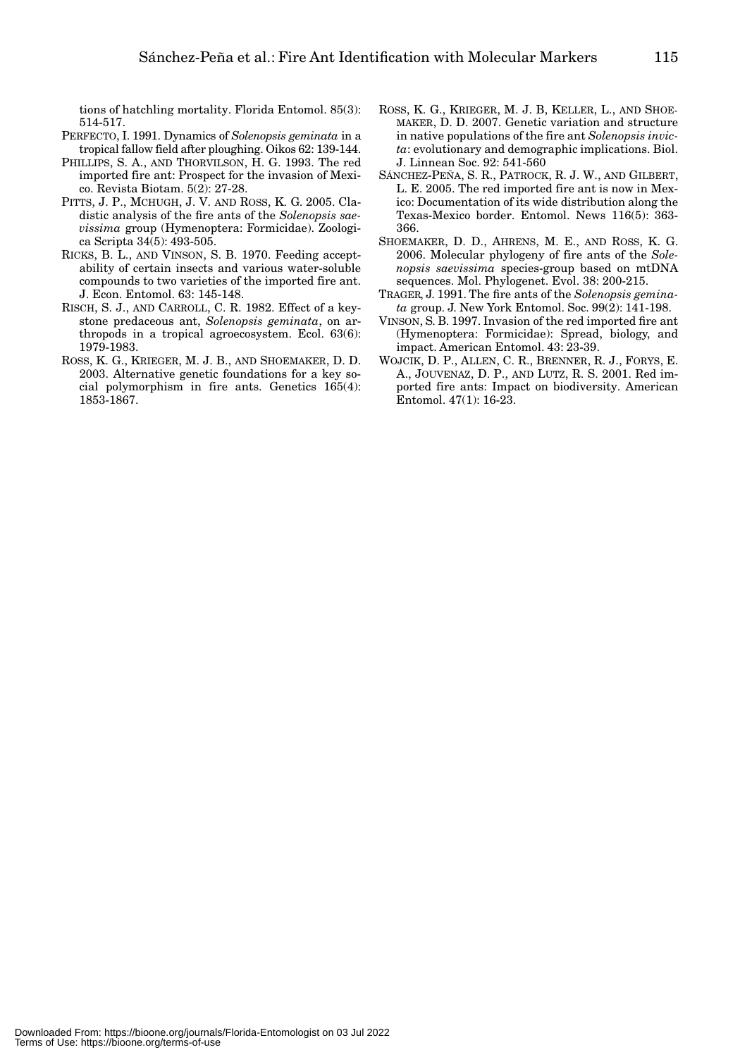tions of hatchling mortality. Florida Entomol. 85(3): 514-517.

PERFECTO, I. 1991. Dynamics of *Solenopsis geminata* in a tropical fallow field after ploughing. Oikos 62: 139-144.

PHILLIPS, S. A., AND THORVILSON, H. G. 1993. The red imported fire ant: Prospect for the invasion of Mexico. Revista Biotam. 5(2): 27-28.

PITTS, J. P., MCHUGH, J. V. AND ROSS, K. G. 2005. Cladistic analysis of the fire ants of the *Solenopsis saevissima* group (Hymenoptera: Formicidae). Zoologica Scripta 34(5): 493-505.

RICKS, B. L., AND VINSON, S. B. 1970. Feeding acceptability of certain insects and various water-soluble compounds to two varieties of the imported fire ant. J. Econ. Entomol. 63: 145-148.

RISCH, S. J., AND CARROLL, C. R. 1982. Effect of a keystone predaceous ant, *Solenopsis geminata*, on arthropods in a tropical agroecosystem. Ecol. 63(6): 1979-1983.

ROSS, K. G., KRIEGER, M. J. B., AND SHOEMAKER, D. D. 2003. Alternative genetic foundations for a key social polymorphism in fire ants. Genetics 165(4): 1853-1867.

ROSS, K. G., KRIEGER, M. J. B, KELLER, L., AND SHOEMAKER, D. D. 2007. Genetic variation and structure in native populations of the fire ant *Solenopsis invicta*: evolutionary and demographic implications. Biol. J. Linnean Soc. 92: 541-560

SÁNCHEZ-PEÑA, S. R., PATROCK, R. J. W., AND GILBERT, L. E. 2005. The red imported fire ant is now in Mexico: Documentation of its wide distribution along the Texas-Mexico border. Entomol. News 116(5): 363-366.

SHOEMAKER, D. D., AHRENS, M. E., AND ROSS, K. G. 2006. Molecular phylogeny of fire ants of the *Solenopsis saevissima* species-group based on mtDNA sequences. Mol. Phylogenet. Evol. 38: 200-215.

TRAGER, J. 1991. The fire ants of the *Solenopsis geminata* group. J. New York Entomol. Soc. 99(2): 141-198.

VINSON, S. B. 1997. Invasion of the red imported fire ant (Hymenoptera: Formicidae): Spread, biology, and impact. American Entomol. 43: 23-39.

WOJCIK, D. P., ALLEN, C. R., BRENNER, R. J., FORYS, E. A., JOUVENAZ, D. P., AND LUTZ, R. S. 2001. Red imported fire ants: Impact on biodiversity. American Entomol. 47(1): 16-23.